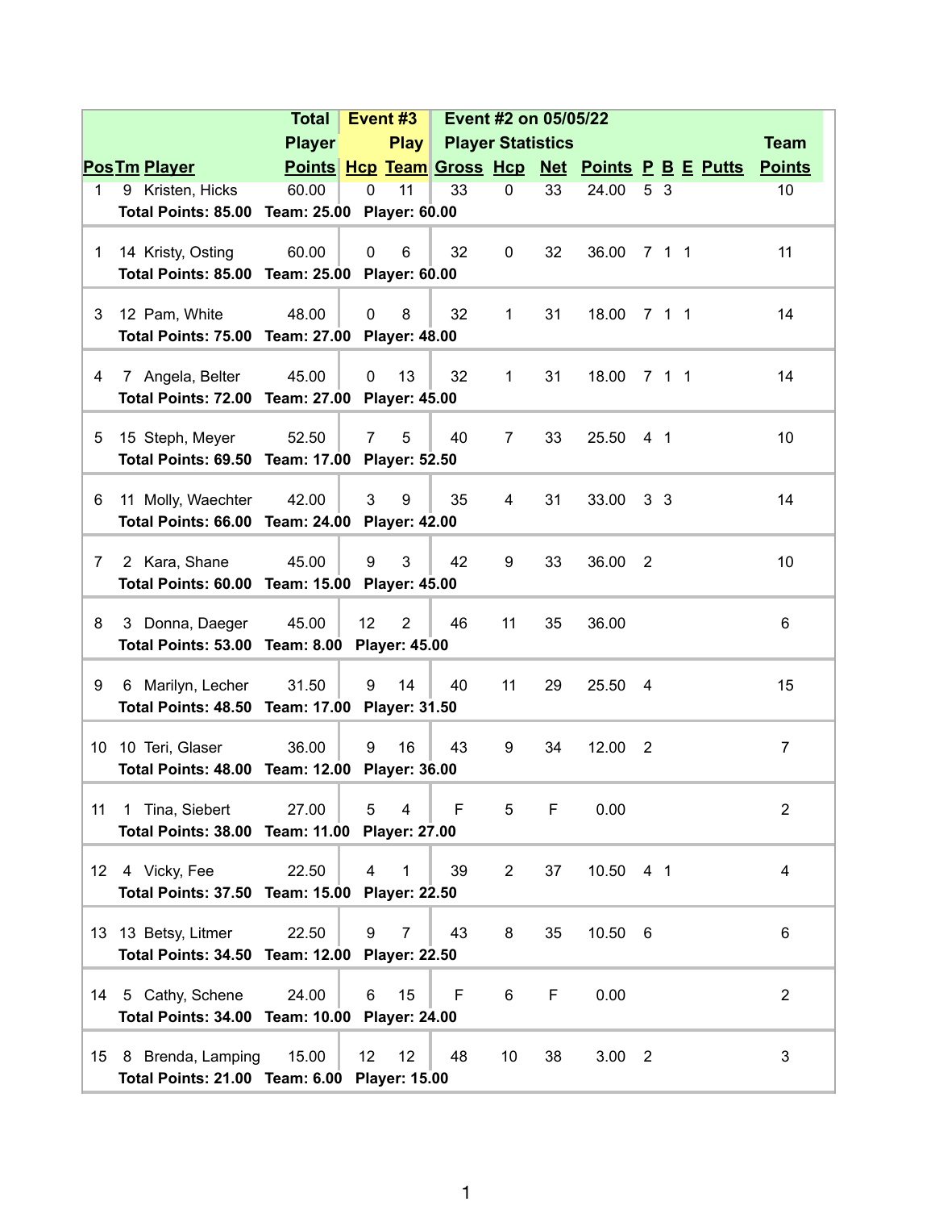| Pos | Tm | Player | Total Player Points | Event #3 Hcp | Event #3 Play Team | Event #2 on 05/05/22 Player Statistics Gross | Hcp | Net | Points | P | B | E | Putts | Team Points |
|---|---|---|---|---|---|---|---|---|---|---|---|---|---|---|
| 1 | 9 | Kristen, Hicks | 60.00 | 0 | 11 | 33 | 0 | 33 | 24.00 | 5 | 3 | | | 10 |
| | | **Total Points: 85.00 Team: 25.00 Player: 60.00** | | | | | | | | | | | | |
| 1 | 14 | Kristy, Osting | 60.00 | 0 | 6 | 32 | 0 | 32 | 36.00 | 7 | 1 | 1 | | 11 |
| | | **Total Points: 85.00 Team: 25.00 Player: 60.00** | | | | | | | | | | | | |
| 3 | 12 | Pam, White | 48.00 | 0 | 8 | 32 | 1 | 31 | 18.00 | 7 | 1 | 1 | | 14 |
| | | **Total Points: 75.00 Team: 27.00 Player: 48.00** | | | | | | | | | | | | |
| 4 | 7 | Angela, Belter | 45.00 | 0 | 13 | 32 | 1 | 31 | 18.00 | 7 | 1 | 1 | | 14 |
| | | **Total Points: 72.00 Team: 27.00 Player: 45.00** | | | | | | | | | | | | |
| 5 | 15 | Steph, Meyer | 52.50 | 7 | 5 | 40 | 7 | 33 | 25.50 | 4 | 1 | | | 10 |
| | | **Total Points: 69.50 Team: 17.00 Player: 52.50** | | | | | | | | | | | | |
| 6 | 11 | Molly, Waechter | 42.00 | 3 | 9 | 35 | 4 | 31 | 33.00 | 3 | 3 | | | 14 |
| | | **Total Points: 66.00 Team: 24.00 Player: 42.00** | | | | | | | | | | | | |
| 7 | 2 | Kara, Shane | 45.00 | 9 | 3 | 42 | 9 | 33 | 36.00 | 2 | | | | 10 |
| | | **Total Points: 60.00 Team: 15.00 Player: 45.00** | | | | | | | | | | | | |
| 8 | 3 | Donna, Daeger | 45.00 | 12 | 2 | 46 | 11 | 35 | 36.00 | | | | | 6 |
| | | **Total Points: 53.00 Team: 8.00 Player: 45.00** | | | | | | | | | | | | |
| 9 | 6 | Marilyn, Lecher | 31.50 | 9 | 14 | 40 | 11 | 29 | 25.50 | 4 | | | | 15 |
| | | **Total Points: 48.50 Team: 17.00 Player: 31.50** | | | | | | | | | | | | |
| 10 | 10 | Teri, Glaser | 36.00 | 9 | 16 | 43 | 9 | 34 | 12.00 | 2 | | | | 7 |
| | | **Total Points: 48.00 Team: 12.00 Player: 36.00** | | | | | | | | | | | | |
| 11 | 1 | Tina, Siebert | 27.00 | 5 | 4 | F | 5 | F | 0.00 | | | | | 2 |
| | | **Total Points: 38.00 Team: 11.00 Player: 27.00** | | | | | | | | | | | | |
| 12 | 4 | Vicky, Fee | 22.50 | 4 | 1 | 39 | 2 | 37 | 10.50 | 4 | 1 | | | 4 |
| | | **Total Points: 37.50 Team: 15.00 Player: 22.50** | | | | | | | | | | | | |
| 13 | 13 | Betsy, Litmer | 22.50 | 9 | 7 | 43 | 8 | 35 | 10.50 | 6 | | | | 6 |
| | | **Total Points: 34.50 Team: 12.00 Player: 22.50** | | | | | | | | | | | | |
| 14 | 5 | Cathy, Schene | 24.00 | 6 | 15 | F | 6 | F | 0.00 | | | | | 2 |
| | | **Total Points: 34.00 Team: 10.00 Player: 24.00** | | | | | | | | | | | | |
| 15 | 8 | Brenda, Lamping | 15.00 | 12 | 12 | 48 | 10 | 38 | 3.00 | 2 | | | | 3 |
| | | **Total Points: 21.00 Team: 6.00 Player: 15.00** | | | | | | | | | | | | |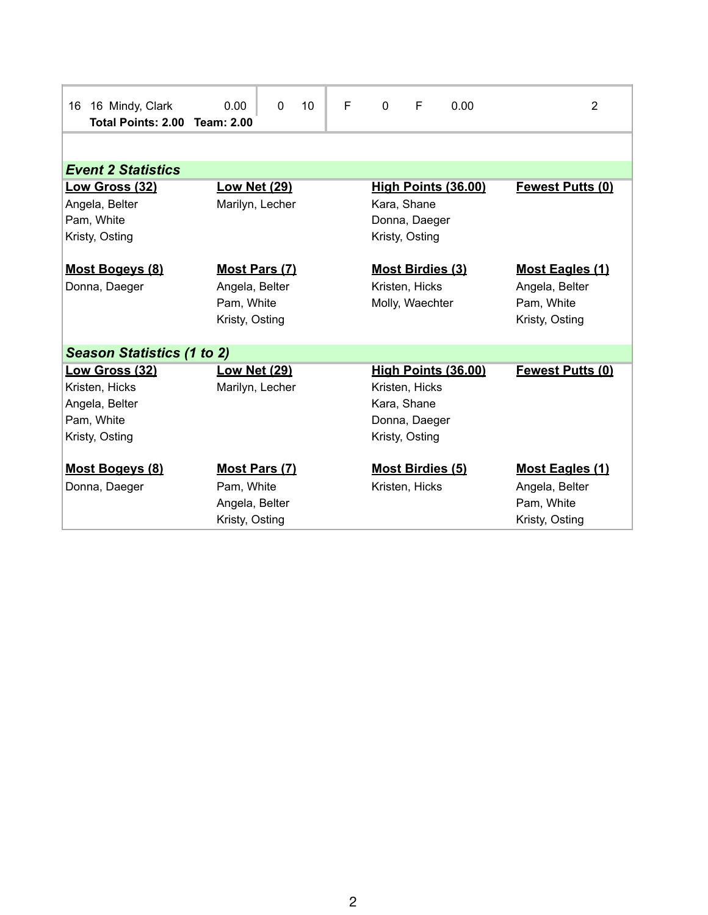| | | | | | | | | | |
|---|---|---|---|---|---|---|---|---|---|
| 16 | 16 Mindy, Clark | 0.00 | 0 | 10 | F | 0 | F | 0.00 | 2 |

**Total Points: 2.00 Team: 2.00**

### *Event 2 Statistics*

| Low Gross (32) | Low Net (29) | High Points (36.00) | Fewest Putts (0) |
|---|---|---|---|
| Angela, Belter | Marilyn, Lecher | Kara, Shane | |
| Pam, White | | Donna, Daeger | |
| Kristy, Osting | | Kristy, Osting | |

| Most Bogeys (8) | Most Pars (7) | Most Birdies (3) | Most Eagles (1) |
|---|---|---|---|
| Donna, Daeger | Angela, Belter | Kristen, Hicks | Angela, Belter |
| | Pam, White | Molly, Waechter | Pam, White |
| | Kristy, Osting | | Kristy, Osting |

### *Season Statistics (1 to 2)*

| Low Gross (32) | Low Net (29) | High Points (36.00) | Fewest Putts (0) |
|---|---|---|---|
| Kristen, Hicks | Marilyn, Lecher | Kristen, Hicks | |
| Angela, Belter | | Kara, Shane | |
| Pam, White | | Donna, Daeger | |
| Kristy, Osting | | Kristy, Osting | |

| Most Bogeys (8) | Most Pars (7) | Most Birdies (5) | Most Eagles (1) |
|---|---|---|---|
| Donna, Daeger | Pam, White | Kristen, Hicks | Angela, Belter |
| | Angela, Belter | | Pam, White |
| | Kristy, Osting | | Kristy, Osting |